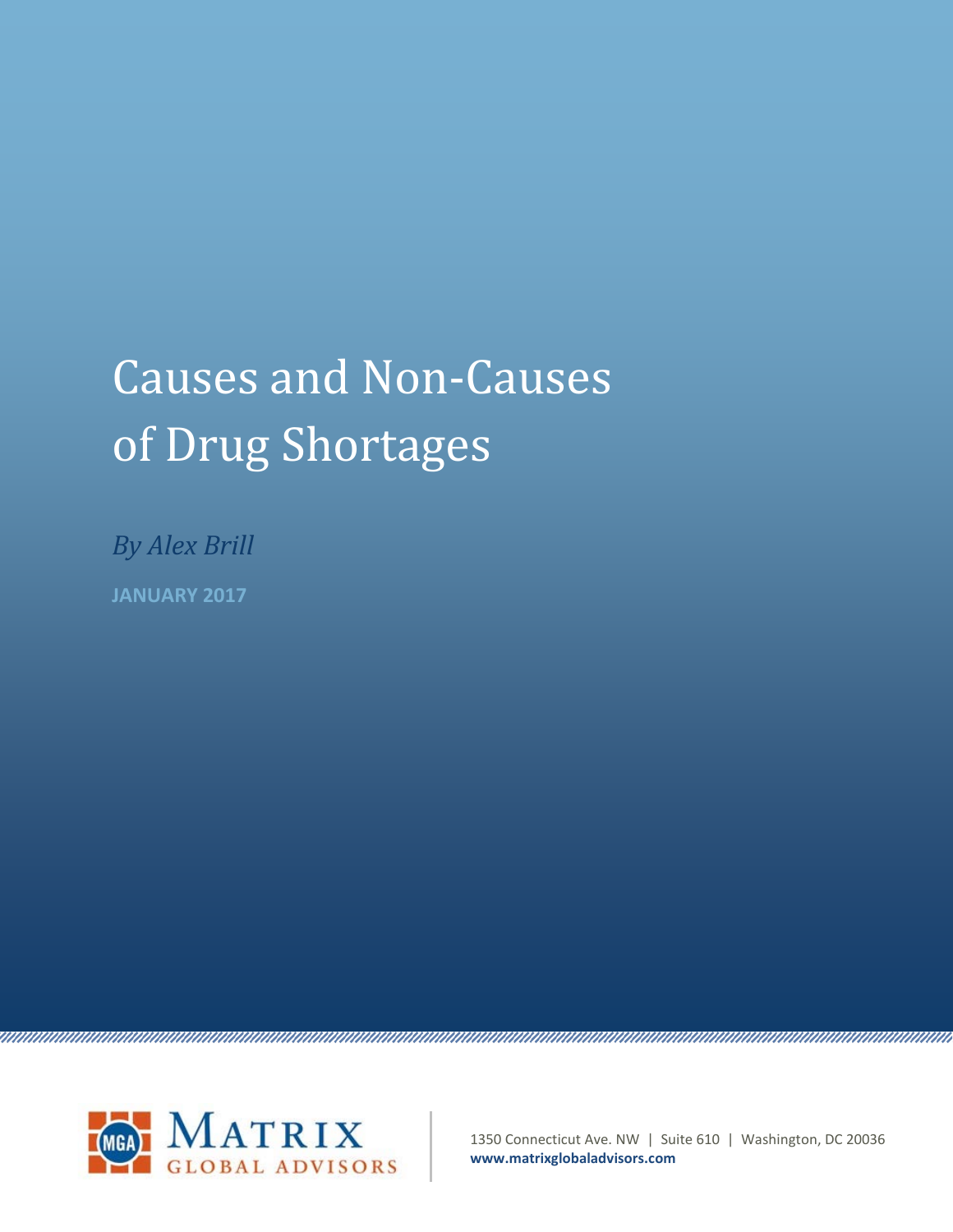# Causes and Non-Causes of Drug Shortages

*By Alex Brill*

**JANUARY 2017**

MATRIX GLOBAL ADVISORS

1350 Connecticut Ave. NW | Suite 610 | Washington, DC 20036

**www.matrixglobaladvisors.com**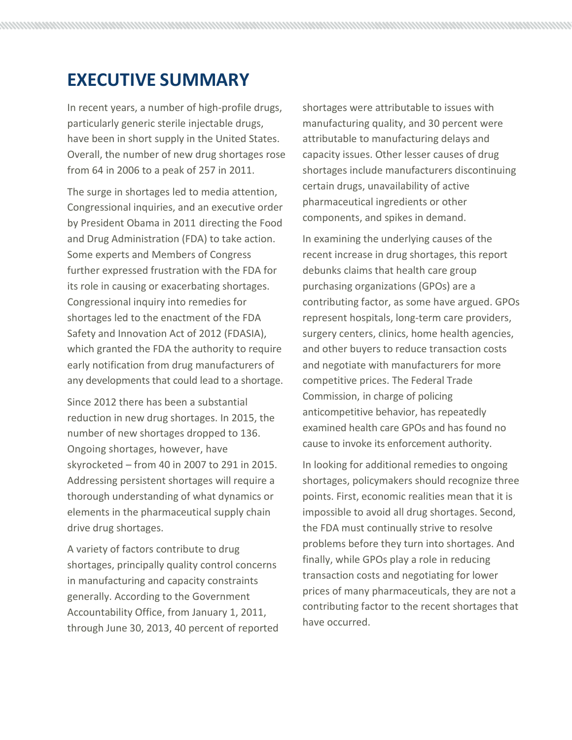# EXECUTIVE SUMMARY

In recent years, a number of high-profile drugs, particularly generic sterile injectable drugs, have been in short supply in the United States. Overall, the number of new drug shortages rose from 64 in 2006 to a peak of 257 in 2011.

The surge in shortages led to media attention, Congressional inquiries, and an executive order by President Obama in 2011 directing the Food and Drug Administration (FDA) to take action. Some experts and Members of Congress further expressed frustration with the FDA for its role in causing or exacerbating shortages. Congressional inquiry into remedies for shortages led to the enactment of the FDA Safety and Innovation Act of 2012 (FDASIA), which granted the FDA the authority to require early notification from drug manufacturers of any developments that could lead to a shortage.

Since 2012 there has been a substantial reduction in new drug shortages. In 2015, the number of new shortages dropped to 136. Ongoing shortages, however, have skyrocketed – from 40 in 2007 to 291 in 2015. Addressing persistent shortages will require a thorough understanding of what dynamics or elements in the pharmaceutical supply chain drive drug shortages.

A variety of factors contribute to drug shortages, principally quality control concerns in manufacturing and capacity constraints generally. According to the Government Accountability Office, from January 1, 2011, through June 30, 2013, 40 percent of reported shortages were attributable to issues with manufacturing quality, and 30 percent were attributable to manufacturing delays and capacity issues. Other lesser causes of drug shortages include manufacturers discontinuing certain drugs, unavailability of active pharmaceutical ingredients or other components, and spikes in demand.

In examining the underlying causes of the recent increase in drug shortages, this report debunks claims that health care group purchasing organizations (GPOs) are a contributing factor, as some have argued. GPOs represent hospitals, long-term care providers, surgery centers, clinics, home health agencies, and other buyers to reduce transaction costs and negotiate with manufacturers for more competitive prices. The Federal Trade Commission, in charge of policing anticompetitive behavior, has repeatedly examined health care GPOs and has found no cause to invoke its enforcement authority.

In looking for additional remedies to ongoing shortages, policymakers should recognize three points. First, economic realities mean that it is impossible to avoid all drug shortages. Second, the FDA must continually strive to resolve problems before they turn into shortages. And finally, while GPOs play a role in reducing transaction costs and negotiating for lower prices of many pharmaceuticals, they are not a contributing factor to the recent shortages that have occurred.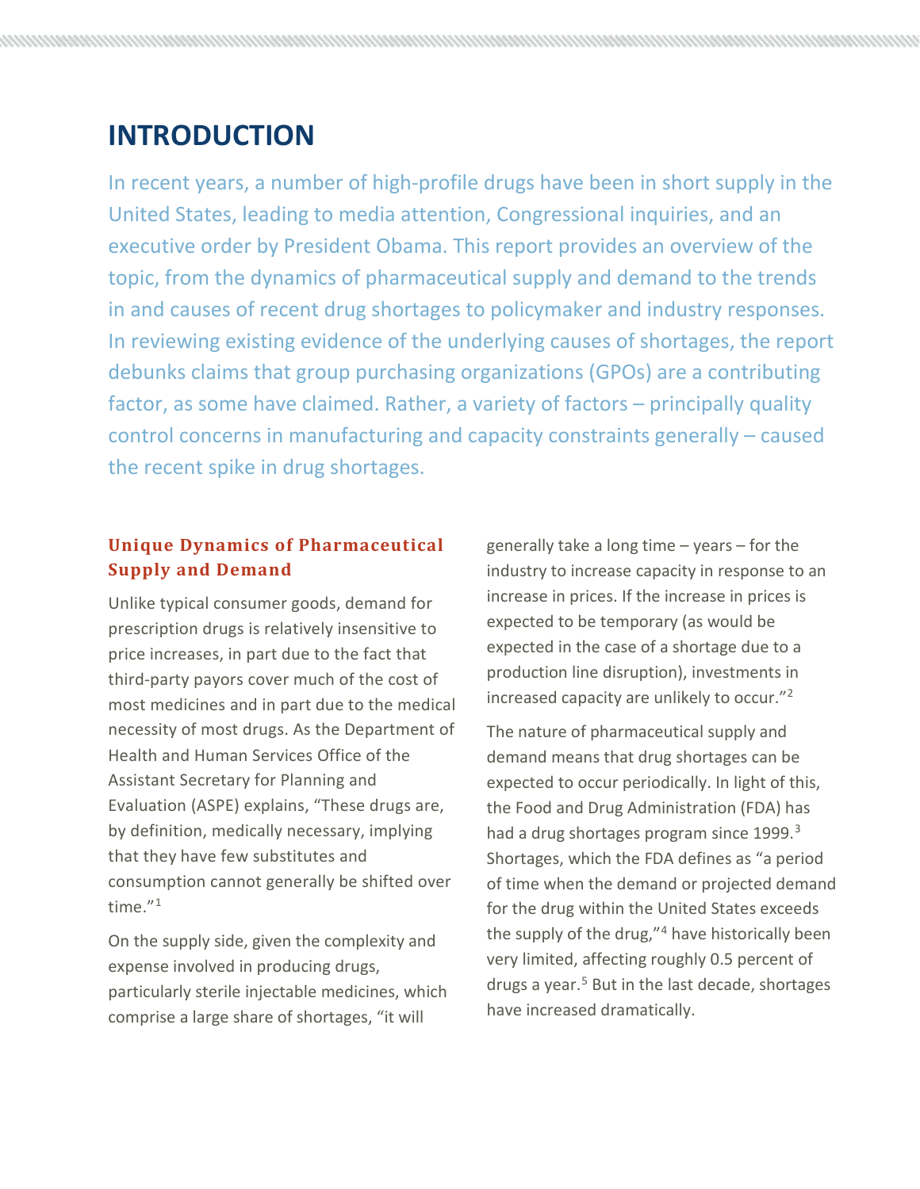# INTRODUCTION

In recent years, a number of high-profile drugs have been in short supply in the United States, leading to media attention, Congressional inquiries, and an executive order by President Obama. This report provides an overview of the topic, from the dynamics of pharmaceutical supply and demand to the trends in and causes of recent drug shortages to policymaker and industry responses. In reviewing existing evidence of the underlying causes of shortages, the report debunks claims that group purchasing organizations (GPOs) are a contributing factor, as some have claimed. Rather, a variety of factors – principally quality control concerns in manufacturing and capacity constraints generally – caused the recent spike in drug shortages.

### Unique Dynamics of Pharmaceutical Supply and Demand

Unlike typical consumer goods, demand for prescription drugs is relatively insensitive to price increases, in part due to the fact that third-party payors cover much of the cost of most medicines and in part due to the medical necessity of most drugs. As the Department of Health and Human Services Office of the Assistant Secretary for Planning and Evaluation (ASPE) explains, "These drugs are, by definition, medically necessary, implying that they have few substitutes and consumption cannot generally be shifted over time."[1]

On the supply side, given the complexity and expense involved in producing drugs, particularly sterile injectable medicines, which comprise a large share of shortages, "it will generally take a long time – years – for the industry to increase capacity in response to an increase in prices. If the increase in prices is expected to be temporary (as would be expected in the case of a shortage due to a production line disruption), investments in increased capacity are unlikely to occur."[2]

The nature of pharmaceutical supply and demand means that drug shortages can be expected to occur periodically. In light of this, the Food and Drug Administration (FDA) has had a drug shortages program since 1999.[3] Shortages, which the FDA defines as "a period of time when the demand or projected demand for the drug within the United States exceeds the supply of the drug,"[4] have historically been very limited, affecting roughly 0.5 percent of drugs a year.[5] But in the last decade, shortages have increased dramatically.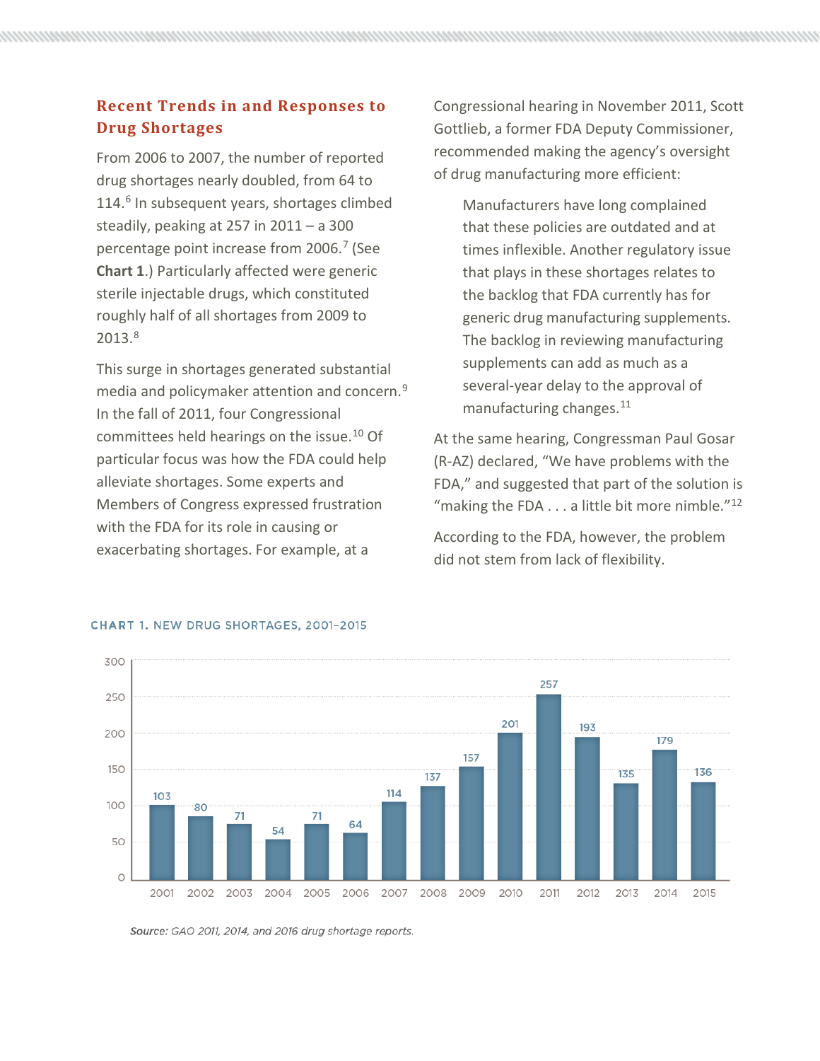## Recent Trends in and Responses to Drug Shortages

From 2006 to 2007, the number of reported drug shortages nearly doubled, from 64 to 114.[6] In subsequent years, shortages climbed steadily, peaking at 257 in 2011 – a 300 percentage point increase from 2006.[7] (See **Chart 1**.) Particularly affected were generic sterile injectable drugs, which constituted roughly half of all shortages from 2009 to 2013.[8]

This surge in shortages generated substantial media and policymaker attention and concern.[9] In the fall of 2011, four Congressional committees held hearings on the issue.[10] Of particular focus was how the FDA could help alleviate shortages. Some experts and Members of Congress expressed frustration with the FDA for its role in causing or exacerbating shortages. For example, at a Congressional hearing in November 2011, Scott Gottlieb, a former FDA Deputy Commissioner, recommended making the agency's oversight of drug manufacturing more efficient:

> Manufacturers have long complained that these policies are outdated and at times inflexible. Another regulatory issue that plays in these shortages relates to the backlog that FDA currently has for generic drug manufacturing supplements. The backlog in reviewing manufacturing supplements can add as much as a several-year delay to the approval of manufacturing changes.[11]

At the same hearing, Congressman Paul Gosar (R-AZ) declared, "We have problems with the FDA," and suggested that part of the solution is "making the FDA . . . a little bit more nimble."[12]

According to the FDA, however, the problem did not stem from lack of flexibility.

CHART 1. NEW DRUG SHORTAGES, 2001-2015

300
250
200
150
100
50
0

103 80 71 54 71 64 114 137 157 201 257 193 135 179 136

2001 2002 2003 2004 2005 2006 2007 2008 2009 2010 2011 2012 2013 2014 2015

*Source:* GAO 2011, 2014, and 2016 drug shortage reports.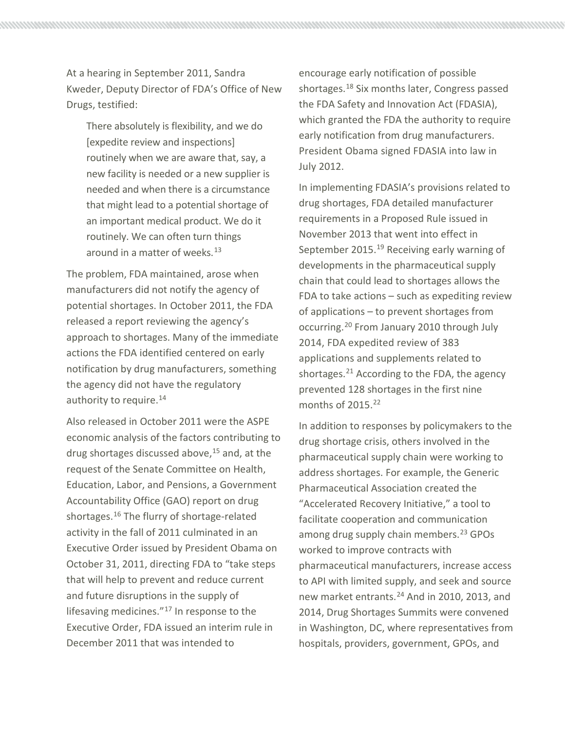At a hearing in September 2011, Sandra Kweder, Deputy Director of FDA's Office of New Drugs, testified:

> There absolutely is flexibility, and we do [expedite review and inspections] routinely when we are aware that, say, a new facility is needed or a new supplier is needed and when there is a circumstance that might lead to a potential shortage of an important medical product. We do it routinely. We can often turn things around in a matter of weeks.[13]

The problem, FDA maintained, arose when manufacturers did not notify the agency of potential shortages. In October 2011, the FDA released a report reviewing the agency's approach to shortages. Many of the immediate actions the FDA identified centered on early notification by drug manufacturers, something the agency did not have the regulatory authority to require.[14]

Also released in October 2011 were the ASPE economic analysis of the factors contributing to drug shortages discussed above,[15] and, at the request of the Senate Committee on Health, Education, Labor, and Pensions, a Government Accountability Office (GAO) report on drug shortages.[16] The flurry of shortage-related activity in the fall of 2011 culminated in an Executive Order issued by President Obama on October 31, 2011, directing FDA to "take steps that will help to prevent and reduce current and future disruptions in the supply of lifesaving medicines."[17] In response to the Executive Order, FDA issued an interim rule in December 2011 that was intended to encourage early notification of possible shortages.[18] Six months later, Congress passed the FDA Safety and Innovation Act (FDASIA), which granted the FDA the authority to require early notification from drug manufacturers. President Obama signed FDASIA into law in July 2012.

In implementing FDASIA's provisions related to drug shortages, FDA detailed manufacturer requirements in a Proposed Rule issued in November 2013 that went into effect in September 2015.[19] Receiving early warning of developments in the pharmaceutical supply chain that could lead to shortages allows the FDA to take actions – such as expediting review of applications – to prevent shortages from occurring.[20] From January 2010 through July 2014, FDA expedited review of 383 applications and supplements related to shortages.[21] According to the FDA, the agency prevented 128 shortages in the first nine months of 2015.[22]

In addition to responses by policymakers to the drug shortage crisis, others involved in the pharmaceutical supply chain were working to address shortages. For example, the Generic Pharmaceutical Association created the "Accelerated Recovery Initiative," a tool to facilitate cooperation and communication among drug supply chain members.[23] GPOs worked to improve contracts with pharmaceutical manufacturers, increase access to API with limited supply, and seek and source new market entrants.[24] And in 2010, 2013, and 2014, Drug Shortages Summits were convened in Washington, DC, where representatives from hospitals, providers, government, GPOs, and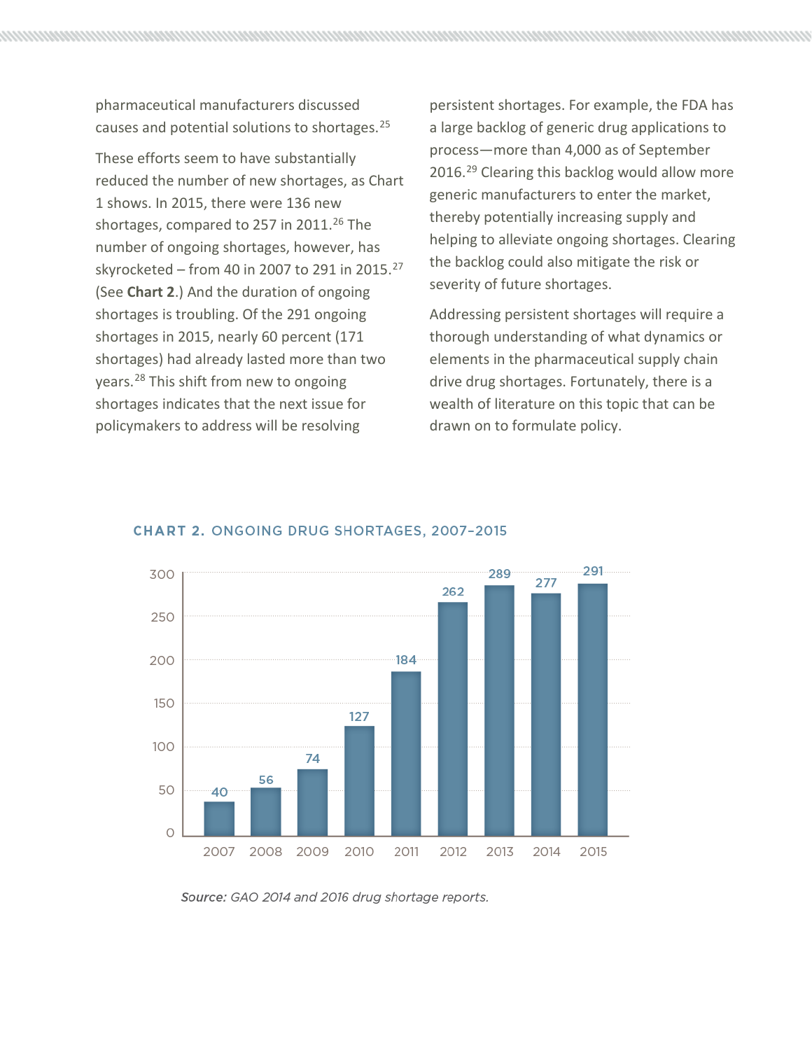pharmaceutical manufacturers discussed causes and potential solutions to shortages.[25]

These efforts seem to have substantially reduced the number of new shortages, as Chart 1 shows. In 2015, there were 136 new shortages, compared to 257 in 2011.[26] The number of ongoing shortages, however, has skyrocketed – from 40 in 2007 to 291 in 2015.[27] (See **Chart 2**.) And the duration of ongoing shortages is troubling. Of the 291 ongoing shortages in 2015, nearly 60 percent (171 shortages) had already lasted more than two years.[28] This shift from new to ongoing shortages indicates that the next issue for policymakers to address will be resolving persistent shortages. For example, the FDA has a large backlog of generic drug applications to process—more than 4,000 as of September 2016.[29] Clearing this backlog would allow more generic manufacturers to enter the market, thereby potentially increasing supply and helping to alleviate ongoing shortages. Clearing the backlog could also mitigate the risk or severity of future shortages.

Addressing persistent shortages will require a thorough understanding of what dynamics or elements in the pharmaceutical supply chain drive drug shortages. Fortunately, there is a wealth of literature on this topic that can be drawn on to formulate policy.

**CHART 2.** ONGOING DRUG SHORTAGES, 2007–2015

300
250
200
150
100
50
0

40
56
74
127
184
262
289
277
291

2007
2008
2009
2010
2011
2012
2013
2014
2015

*Source:* GAO 2014 and 2016 drug shortage reports.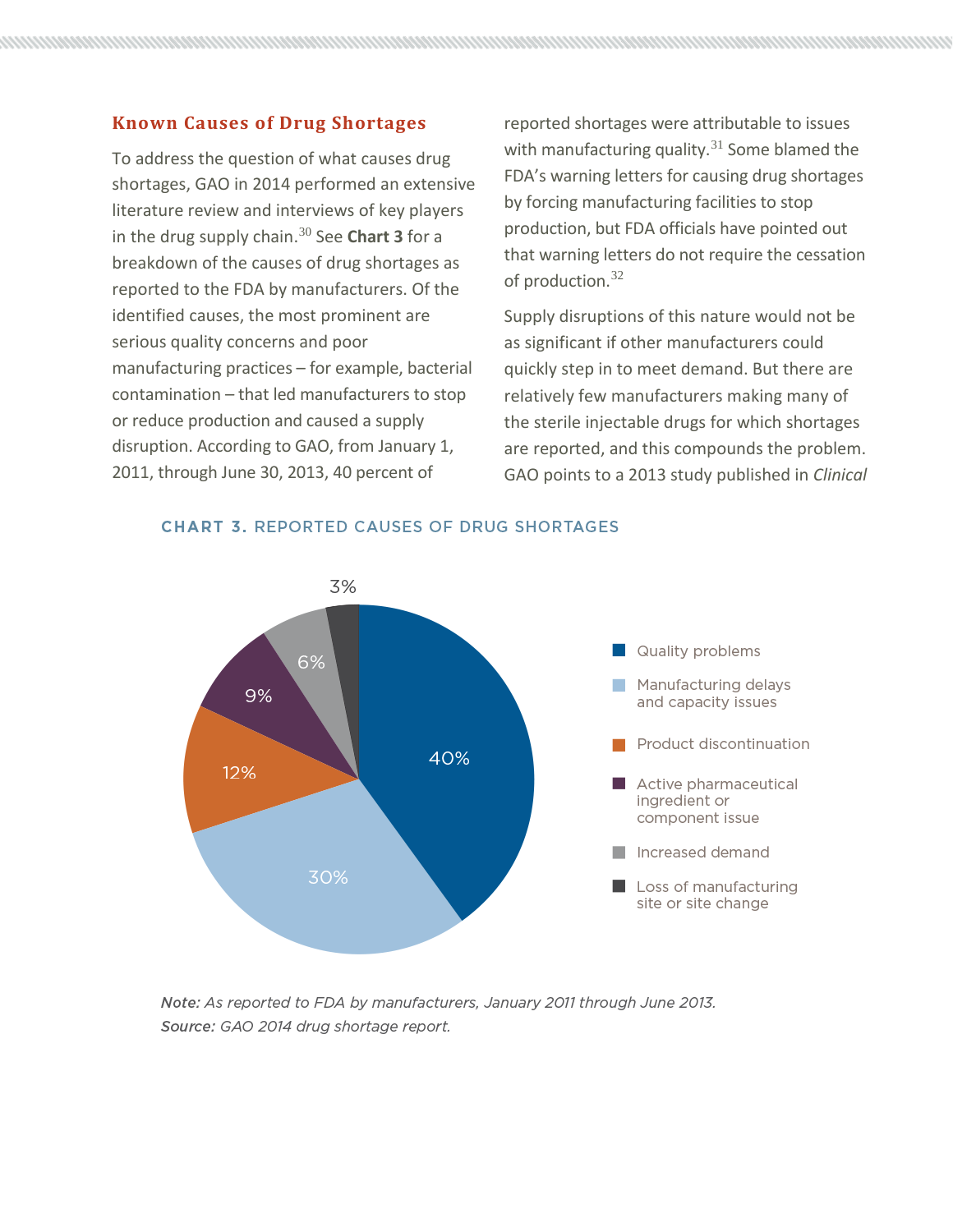## Known Causes of Drug Shortages

To address the question of what causes drug shortages, GAO in 2014 performed an extensive literature review and interviews of key players in the drug supply chain.[30] See **Chart 3** for a breakdown of the causes of drug shortages as reported to the FDA by manufacturers. Of the identified causes, the most prominent are serious quality concerns and poor manufacturing practices – for example, bacterial contamination – that led manufacturers to stop or reduce production and caused a supply disruption. According to GAO, from January 1, 2011, through June 30, 2013, 40 percent of reported shortages were attributable to issues with manufacturing quality.[31] Some blamed the FDA's warning letters for causing drug shortages by forcing manufacturing facilities to stop production, but FDA officials have pointed out that warning letters do not require the cessation of production.[32]

Supply disruptions of this nature would not be as significant if other manufacturers could quickly step in to meet demand. But there are relatively few manufacturers making many of the sterile injectable drugs for which shortages are reported, and this compounds the problem. GAO points to a 2013 study published in *Clinical*

**CHART 3.** REPORTED CAUSES OF DRUG SHORTAGES

40%
30%
12%
9%
6%
3%

Quality problems
Manufacturing delays and capacity issues
Product discontinuation
Active pharmaceutical ingredient or component issue
Increased demand
Loss of manufacturing site or site change

*Note: As reported to FDA by manufacturers, January 2011 through June 2013.*
*Source: GAO 2014 drug shortage report.*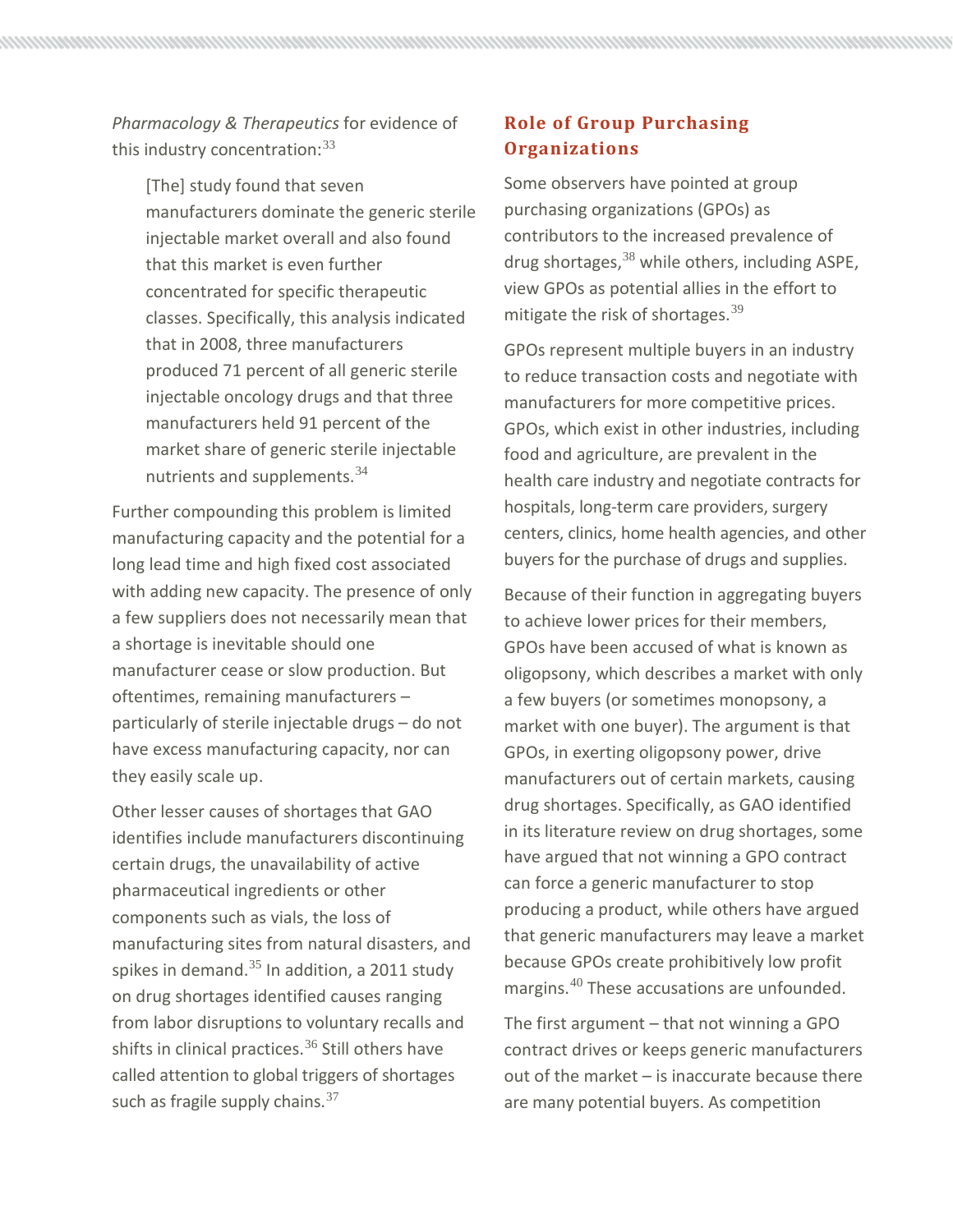*Pharmacology & Therapeutics* for evidence of this industry concentration:[33]

> [The] study found that seven manufacturers dominate the generic sterile injectable market overall and also found that this market is even further concentrated for specific therapeutic classes. Specifically, this analysis indicated that in 2008, three manufacturers produced 71 percent of all generic sterile injectable oncology drugs and that three manufacturers held 91 percent of the market share of generic sterile injectable nutrients and supplements.[34]

Further compounding this problem is limited manufacturing capacity and the potential for a long lead time and high fixed cost associated with adding new capacity. The presence of only a few suppliers does not necessarily mean that a shortage is inevitable should one manufacturer cease or slow production. But oftentimes, remaining manufacturers – particularly of sterile injectable drugs – do not have excess manufacturing capacity, nor can they easily scale up.

Other lesser causes of shortages that GAO identifies include manufacturers discontinuing certain drugs, the unavailability of active pharmaceutical ingredients or other components such as vials, the loss of manufacturing sites from natural disasters, and spikes in demand.[35] In addition, a 2011 study on drug shortages identified causes ranging from labor disruptions to voluntary recalls and shifts in clinical practices.[36] Still others have called attention to global triggers of shortages such as fragile supply chains.[37]

## Role of Group Purchasing Organizations

Some observers have pointed at group purchasing organizations (GPOs) as contributors to the increased prevalence of drug shortages,[38] while others, including ASPE, view GPOs as potential allies in the effort to mitigate the risk of shortages.[39]

GPOs represent multiple buyers in an industry to reduce transaction costs and negotiate with manufacturers for more competitive prices. GPOs, which exist in other industries, including food and agriculture, are prevalent in the health care industry and negotiate contracts for hospitals, long-term care providers, surgery centers, clinics, home health agencies, and other buyers for the purchase of drugs and supplies.

Because of their function in aggregating buyers to achieve lower prices for their members, GPOs have been accused of what is known as oligopsony, which describes a market with only a few buyers (or sometimes monopsony, a market with one buyer). The argument is that GPOs, in exerting oligopsony power, drive manufacturers out of certain markets, causing drug shortages. Specifically, as GAO identified in its literature review on drug shortages, some have argued that not winning a GPO contract can force a generic manufacturer to stop producing a product, while others have argued that generic manufacturers may leave a market because GPOs create prohibitively low profit margins.[40] These accusations are unfounded.

The first argument – that not winning a GPO contract drives or keeps generic manufacturers out of the market – is inaccurate because there are many potential buyers. As competition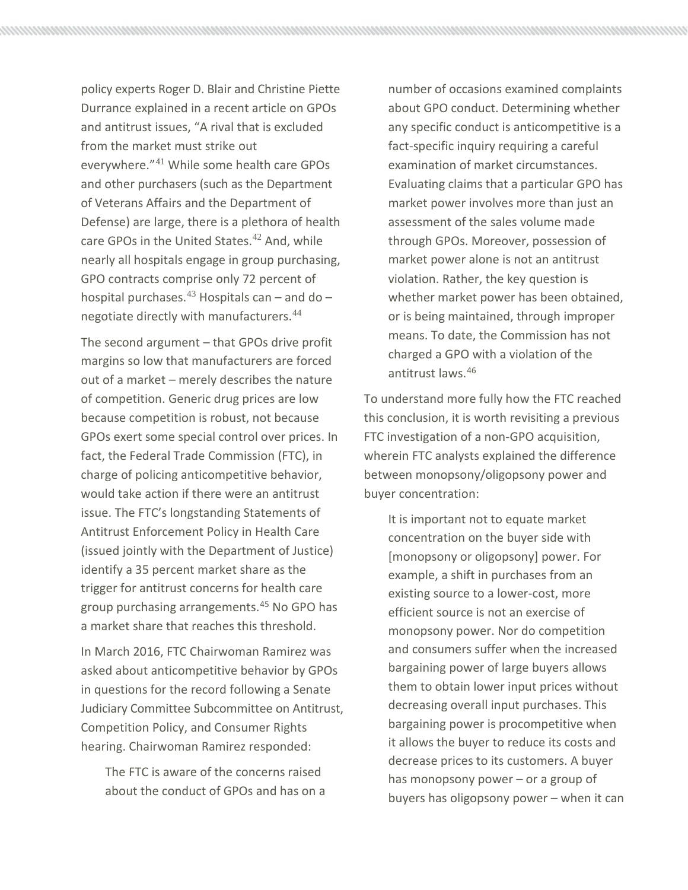policy experts Roger D. Blair and Christine Piette Durrance explained in a recent article on GPOs and antitrust issues, “A rival that is excluded from the market must strike out everywhere.”[41] While some health care GPOs and other purchasers (such as the Department of Veterans Affairs and the Department of Defense) are large, there is a plethora of health care GPOs in the United States.[42] And, while nearly all hospitals engage in group purchasing, GPO contracts comprise only 72 percent of hospital purchases.[43] Hospitals can – and do – negotiate directly with manufacturers.[44]

The second argument – that GPOs drive profit margins so low that manufacturers are forced out of a market – merely describes the nature of competition. Generic drug prices are low because competition is robust, not because GPOs exert some special control over prices. In fact, the Federal Trade Commission (FTC), in charge of policing anticompetitive behavior, would take action if there were an antitrust issue. The FTC’s longstanding Statements of Antitrust Enforcement Policy in Health Care (issued jointly with the Department of Justice) identify a 35 percent market share as the trigger for antitrust concerns for health care group purchasing arrangements.[45] No GPO has a market share that reaches this threshold.

In March 2016, FTC Chairwoman Ramirez was asked about anticompetitive behavior by GPOs in questions for the record following a Senate Judiciary Committee Subcommittee on Antitrust, Competition Policy, and Consumer Rights hearing. Chairwoman Ramirez responded:

> The FTC is aware of the concerns raised about the conduct of GPOs and has on a number of occasions examined complaints about GPO conduct. Determining whether any specific conduct is anticompetitive is a fact-specific inquiry requiring a careful examination of market circumstances. Evaluating claims that a particular GPO has market power involves more than just an assessment of the sales volume made through GPOs. Moreover, possession of market power alone is not an antitrust violation. Rather, the key question is whether market power has been obtained, or is being maintained, through improper means. To date, the Commission has not charged a GPO with a violation of the antitrust laws.[46]

To understand more fully how the FTC reached this conclusion, it is worth revisiting a previous FTC investigation of a non-GPO acquisition, wherein FTC analysts explained the difference between monopsony/oligopsony power and buyer concentration:

> It is important not to equate market concentration on the buyer side with [monopsony or oligopsony] power. For example, a shift in purchases from an existing source to a lower-cost, more efficient source is not an exercise of monopsony power. Nor do competition and consumers suffer when the increased bargaining power of large buyers allows them to obtain lower input prices without decreasing overall input purchases. This bargaining power is procompetitive when it allows the buyer to reduce its costs and decrease prices to its customers. A buyer has monopsony power – or a group of buyers has oligopsony power – when it can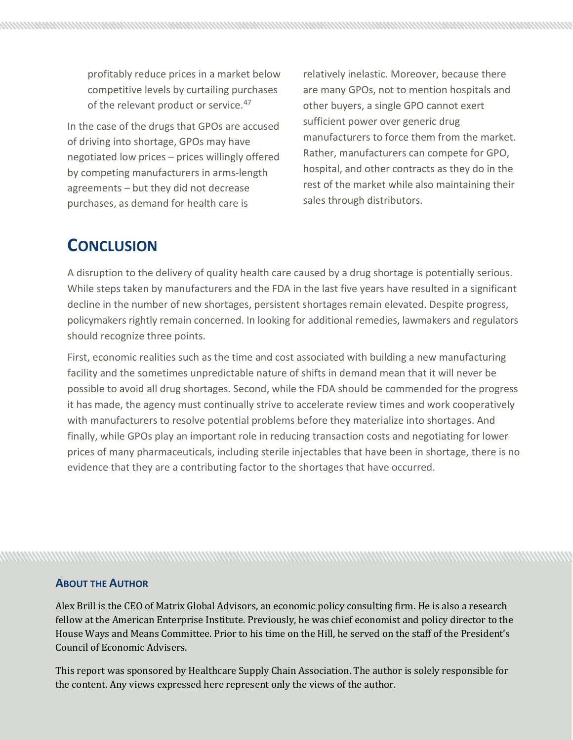profitably reduce prices in a market below competitive levels by curtailing purchases of the relevant product or service.[47]

In the case of the drugs that GPOs are accused of driving into shortage, GPOs may have negotiated low prices – prices willingly offered by competing manufacturers in arms-length agreements – but they did not decrease purchases, as demand for health care is relatively inelastic. Moreover, because there are many GPOs, not to mention hospitals and other buyers, a single GPO cannot exert sufficient power over generic drug manufacturers to force them from the market. Rather, manufacturers can compete for GPO, hospital, and other contracts as they do in the rest of the market while also maintaining their sales through distributors.

## CONCLUSION

A disruption to the delivery of quality health care caused by a drug shortage is potentially serious. While steps taken by manufacturers and the FDA in the last five years have resulted in a significant decline in the number of new shortages, persistent shortages remain elevated. Despite progress, policymakers rightly remain concerned. In looking for additional remedies, lawmakers and regulators should recognize three points.

First, economic realities such as the time and cost associated with building a new manufacturing facility and the sometimes unpredictable nature of shifts in demand mean that it will never be possible to avoid all drug shortages. Second, while the FDA should be commended for the progress it has made, the agency must continually strive to accelerate review times and work cooperatively with manufacturers to resolve potential problems before they materialize into shortages. And finally, while GPOs play an important role in reducing transaction costs and negotiating for lower prices of many pharmaceuticals, including sterile injectables that have been in shortage, there is no evidence that they are a contributing factor to the shortages that have occurred.

### ABOUT THE AUTHOR

Alex Brill is the CEO of Matrix Global Advisors, an economic policy consulting firm. He is also a research fellow at the American Enterprise Institute. Previously, he was chief economist and policy director to the House Ways and Means Committee. Prior to his time on the Hill, he served on the staff of the President's Council of Economic Advisers.

This report was sponsored by Healthcare Supply Chain Association. The author is solely responsible for the content. Any views expressed here represent only the views of the author.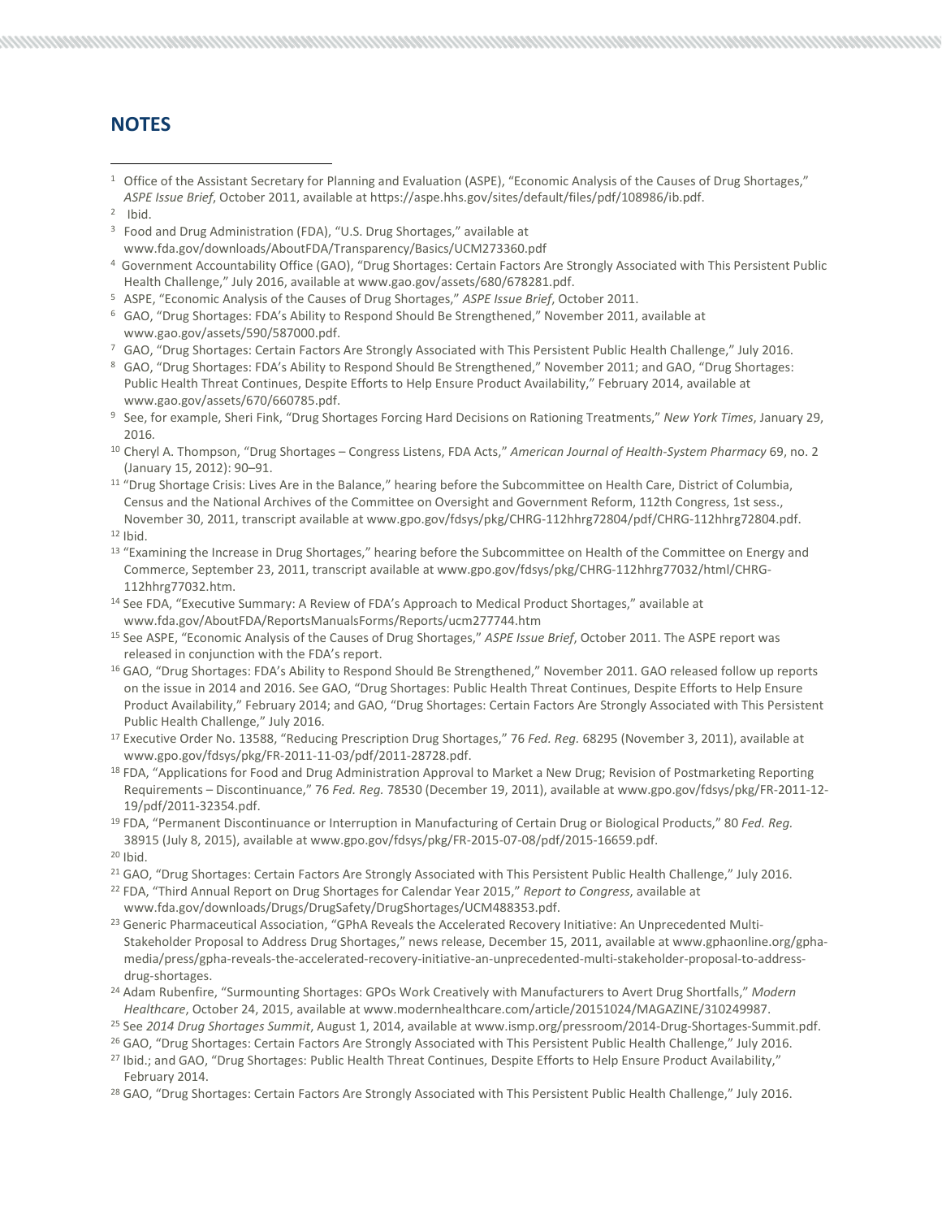## NOTES

[1] Office of the Assistant Secretary for Planning and Evaluation (ASPE), "Economic Analysis of the Causes of Drug Shortages," *ASPE Issue Brief*, October 2011, available at https://aspe.hhs.gov/sites/default/files/pdf/108986/ib.pdf.

[2] Ibid.

[3] Food and Drug Administration (FDA), "U.S. Drug Shortages," available at www.fda.gov/downloads/AboutFDA/Transparency/Basics/UCM273360.pdf

[4] Government Accountability Office (GAO), "Drug Shortages: Certain Factors Are Strongly Associated with This Persistent Public Health Challenge," July 2016, available at www.gao.gov/assets/680/678281.pdf.

[5] ASPE, "Economic Analysis of the Causes of Drug Shortages," *ASPE Issue Brief*, October 2011.

[6] GAO, "Drug Shortages: FDA's Ability to Respond Should Be Strengthened," November 2011, available at www.gao.gov/assets/590/587000.pdf.

[7] GAO, "Drug Shortages: Certain Factors Are Strongly Associated with This Persistent Public Health Challenge," July 2016.

[8] GAO, "Drug Shortages: FDA's Ability to Respond Should Be Strengthened," November 2011; and GAO, "Drug Shortages: Public Health Threat Continues, Despite Efforts to Help Ensure Product Availability," February 2014, available at www.gao.gov/assets/670/660785.pdf.

[9] See, for example, Sheri Fink, "Drug Shortages Forcing Hard Decisions on Rationing Treatments," *New York Times*, January 29, 2016.

[10] Cheryl A. Thompson, "Drug Shortages – Congress Listens, FDA Acts," *American Journal of Health-System Pharmacy* 69, no. 2 (January 15, 2012): 90–91.

[11] "Drug Shortage Crisis: Lives Are in the Balance," hearing before the Subcommittee on Health Care, District of Columbia, Census and the National Archives of the Committee on Oversight and Government Reform, 112th Congress, 1st sess., November 30, 2011, transcript available at www.gpo.gov/fdsys/pkg/CHRG-112hhrg72804/pdf/CHRG-112hhrg72804.pdf.

[12] Ibid.

[13] "Examining the Increase in Drug Shortages," hearing before the Subcommittee on Health of the Committee on Energy and Commerce, September 23, 2011, transcript available at www.gpo.gov/fdsys/pkg/CHRG-112hhrg77032/html/CHRG-112hhrg77032.htm.

[14] See FDA, "Executive Summary: A Review of FDA's Approach to Medical Product Shortages," available at www.fda.gov/AboutFDA/ReportsManualsForms/Reports/ucm277744.htm

[15] See ASPE, "Economic Analysis of the Causes of Drug Shortages," *ASPE Issue Brief*, October 2011. The ASPE report was released in conjunction with the FDA's report.

[16] GAO, "Drug Shortages: FDA's Ability to Respond Should Be Strengthened," November 2011. GAO released follow up reports on the issue in 2014 and 2016. See GAO, "Drug Shortages: Public Health Threat Continues, Despite Efforts to Help Ensure Product Availability," February 2014; and GAO, "Drug Shortages: Certain Factors Are Strongly Associated with This Persistent Public Health Challenge," July 2016.

[17] Executive Order No. 13588, "Reducing Prescription Drug Shortages," 76 *Fed. Reg.* 68295 (November 3, 2011), available at www.gpo.gov/fdsys/pkg/FR-2011-11-03/pdf/2011-28728.pdf.

[18] FDA, "Applications for Food and Drug Administration Approval to Market a New Drug; Revision of Postmarketing Reporting Requirements – Discontinuance," 76 *Fed. Reg.* 78530 (December 19, 2011), available at www.gpo.gov/fdsys/pkg/FR-2011-12-19/pdf/2011-32354.pdf.

[19] FDA, "Permanent Discontinuance or Interruption in Manufacturing of Certain Drug or Biological Products," 80 *Fed. Reg.* 38915 (July 8, 2015), available at www.gpo.gov/fdsys/pkg/FR-2015-07-08/pdf/2015-16659.pdf.

[20] Ibid.

[21] GAO, "Drug Shortages: Certain Factors Are Strongly Associated with This Persistent Public Health Challenge," July 2016.

[22] FDA, "Third Annual Report on Drug Shortages for Calendar Year 2015," *Report to Congress*, available at www.fda.gov/downloads/Drugs/DrugSafety/DrugShortages/UCM488353.pdf.

[23] Generic Pharmaceutical Association, "GPhA Reveals the Accelerated Recovery Initiative: An Unprecedented Multi-Stakeholder Proposal to Address Drug Shortages," news release, December 15, 2011, available at www.gphaonline.org/gpha-media/press/gpha-reveals-the-accelerated-recovery-initiative-an-unprecedented-multi-stakeholder-proposal-to-address-drug-shortages.

[24] Adam Rubenfire, "Surmounting Shortages: GPOs Work Creatively with Manufacturers to Avert Drug Shortfalls," *Modern Healthcare*, October 24, 2015, available at www.modernhealthcare.com/article/20151024/MAGAZINE/310249987.

[25] See *2014 Drug Shortages Summit*, August 1, 2014, available at www.ismp.org/pressroom/2014-Drug-Shortages-Summit.pdf.

[26] GAO, "Drug Shortages: Certain Factors Are Strongly Associated with This Persistent Public Health Challenge," July 2016.

[27] Ibid.; and GAO, "Drug Shortages: Public Health Threat Continues, Despite Efforts to Help Ensure Product Availability," February 2014.

[28] GAO, "Drug Shortages: Certain Factors Are Strongly Associated with This Persistent Public Health Challenge," July 2016.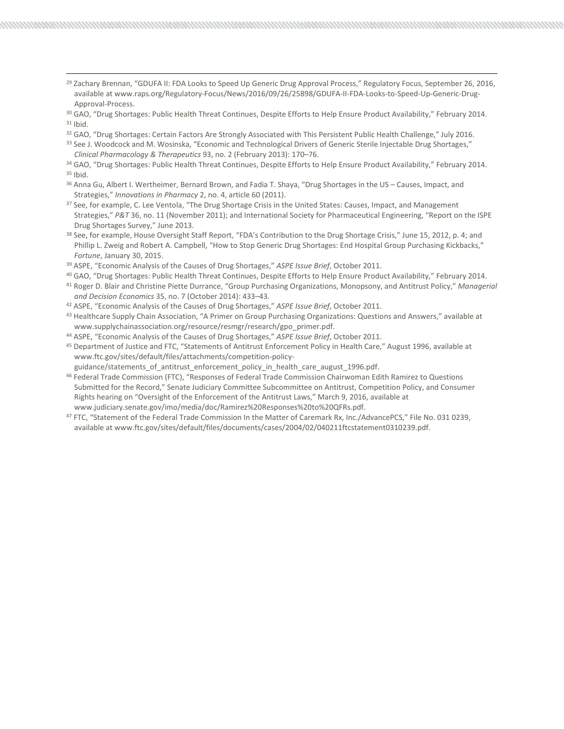[29] Zachary Brennan, "GDUFA II: FDA Looks to Speed Up Generic Drug Approval Process," Regulatory Focus, September 26, 2016, available at www.raps.org/Regulatory-Focus/News/2016/09/26/25898/GDUFA-II-FDA-Looks-to-Speed-Up-Generic-Drug-Approval-Process.

[30] GAO, "Drug Shortages: Public Health Threat Continues, Despite Efforts to Help Ensure Product Availability," February 2014.

[31] Ibid.

[32] GAO, "Drug Shortages: Certain Factors Are Strongly Associated with This Persistent Public Health Challenge," July 2016.

[33] See J. Woodcock and M. Wosinska, "Economic and Technological Drivers of Generic Sterile Injectable Drug Shortages," *Clinical Pharmacology & Therapeutics* 93, no. 2 (February 2013): 170–76.

[34] GAO, "Drug Shortages: Public Health Threat Continues, Despite Efforts to Help Ensure Product Availability," February 2014.

[35] Ibid.

[36] Anna Gu, Albert I. Wertheimer, Bernard Brown, and Fadia T. Shaya, "Drug Shortages in the US – Causes, Impact, and Strategies," *Innovations in Pharmacy* 2, no. 4, article 60 (2011).

[37] See, for example, C. Lee Ventola, "The Drug Shortage Crisis in the United States: Causes, Impact, and Management Strategies," *P&T* 36, no. 11 (November 2011); and International Society for Pharmaceutical Engineering, "Report on the ISPE Drug Shortages Survey," June 2013.

[38] See, for example, House Oversight Staff Report, "FDA's Contribution to the Drug Shortage Crisis," June 15, 2012, p. 4; and Phillip L. Zweig and Robert A. Campbell, "How to Stop Generic Drug Shortages: End Hospital Group Purchasing Kickbacks," *Fortune*, January 30, 2015.

[39] ASPE, "Economic Analysis of the Causes of Drug Shortages," *ASPE Issue Brief*, October 2011.

[40] GAO, "Drug Shortages: Public Health Threat Continues, Despite Efforts to Help Ensure Product Availability," February 2014.

[41] Roger D. Blair and Christine Piette Durrance, "Group Purchasing Organizations, Monopsony, and Antitrust Policy," *Managerial and Decision Economics* 35, no. 7 (October 2014): 433–43.

[42] ASPE, "Economic Analysis of the Causes of Drug Shortages," *ASPE Issue Brief*, October 2011.

[43] Healthcare Supply Chain Association, "A Primer on Group Purchasing Organizations: Questions and Answers," available at www.supplychainassociation.org/resource/resmgr/research/gpo_primer.pdf.

[44] ASPE, "Economic Analysis of the Causes of Drug Shortages," *ASPE Issue Brief*, October 2011.

[45] Department of Justice and FTC, "Statements of Antitrust Enforcement Policy in Health Care," August 1996, available at www.ftc.gov/sites/default/files/attachments/competition-policy-guidance/statements_of_antitrust_enforcement_policy_in_health_care_august_1996.pdf.

[46] Federal Trade Commission (FTC), "Responses of Federal Trade Commission Chairwoman Edith Ramirez to Questions Submitted for the Record," Senate Judiciary Committee Subcommittee on Antitrust, Competition Policy, and Consumer Rights hearing on "Oversight of the Enforcement of the Antitrust Laws," March 9, 2016, available at www.judiciary.senate.gov/imo/media/doc/Ramirez%20Responses%20to%20QFRs.pdf.

[47] FTC, "Statement of the Federal Trade Commission In the Matter of Caremark Rx, Inc./AdvancePCS," File No. 031 0239, available at www.ftc.gov/sites/default/files/documents/cases/2004/02/040211ftcstatement0310239.pdf.